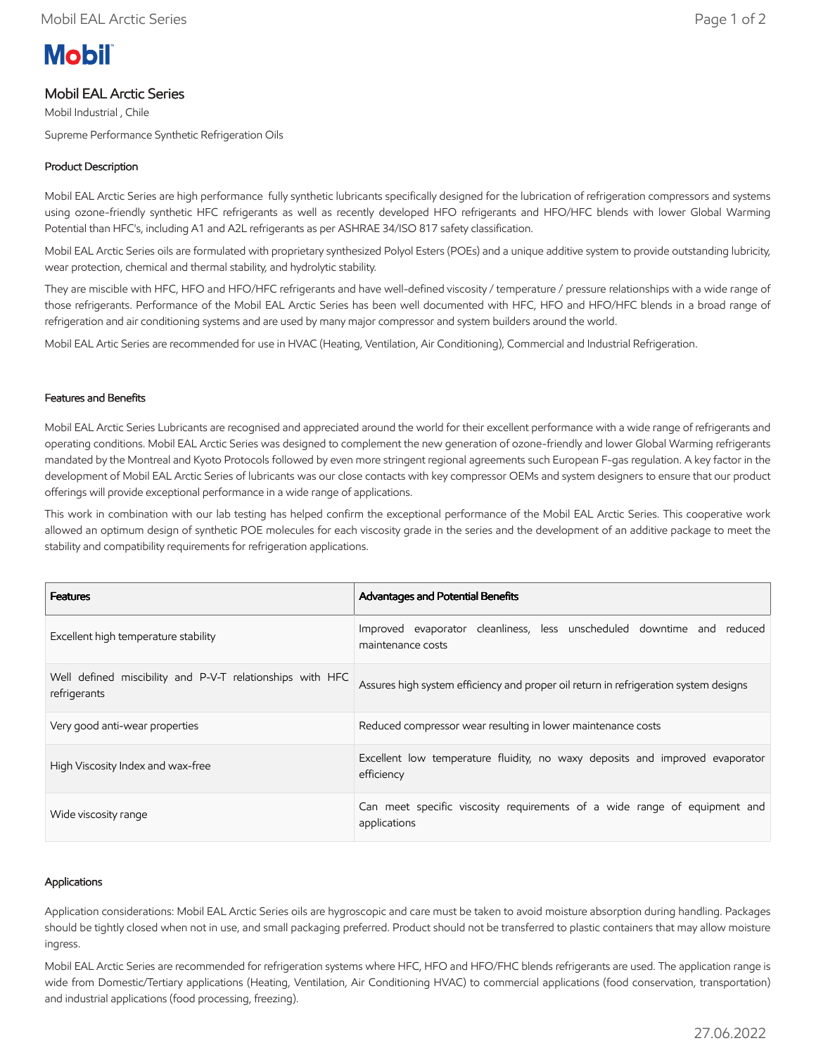# Mobil EAL Arctic Series

Mobil Industrial , Chile

Supreme Performance Synthetic Refrigeration Oils

## Product Description

Mobil EAL Arctic Series are high performance fully synthetic lubricants specifically designed for the lubrication of refrigeration compressors and systems using ozone-friendly synthetic HFC refrigerants as well as recently developed HFO refrigerants and HFO/HFC blends with lower Global Warming Potential than HFC's, including A1 and A2L refrigerants as per ASHRAE 34/ISO 817 safety classification.

Mobil EAL Arctic Series oils are formulated with proprietary synthesized Polyol Esters (POEs) and a unique additive system to provide outstanding lubricity, wear protection, chemical and thermal stability, and hydrolytic stability.

They are miscible with HFC, HFO and HFO/HFC refrigerants and have well-defined viscosity / temperature / pressure relationships with a wide range of those refrigerants. Performance of the Mobil EAL Arctic Series has been well documented with HFC, HFO and HFO/HFC blends in a broad range of refrigeration and air conditioning systems and are used by many major compressor and system builders around the world.

Mobil EAL Artic Series are recommended for use in HVAC (Heating, Ventilation, Air Conditioning), Commercial and Industrial Refrigeration.

## Features and Benefits

Mobil EAL Arctic Series Lubricants are recognised and appreciated around the world for their excellent performance with a wide range of refrigerants and operating conditions. Mobil EAL Arctic Series was designed to complement the new generation of ozone-friendly and lower Global Warming refrigerants mandated by the Montreal and Kyoto Protocols followed by even more stringent regional agreements such European F-gas regulation. A key factor in the development of Mobil EAL Arctic Series of lubricants was our close contacts with key compressor OEMs and system designers to ensure that our product offerings will provide exceptional performance in a wide range of applications.

This work in combination with our lab testing has helped confirm the exceptional performance of the Mobil EAL Arctic Series. This cooperative work allowed an optimum design of synthetic POE molecules for each viscosity grade in the series and the development of an additive package to meet the stability and compatibility requirements for refrigeration applications.

| Features | Advantages and Potential Benefits |
|---|---|
| Excellent high temperature stability | Improved evaporator cleanliness, less unscheduled downtime and reduced maintenance costs |
| Well defined miscibility and P-V-T relationships with HFC refrigerants | Assures high system efficiency and proper oil return in refrigeration system designs |
| Very good anti-wear properties | Reduced compressor wear resulting in lower maintenance costs |
| High Viscosity Index and wax-free | Excellent low temperature fluidity, no waxy deposits and improved evaporator efficiency |
| Wide viscosity range | Can meet specific viscosity requirements of a wide range of equipment and applications |

## Applications

Application considerations: Mobil EAL Arctic Series oils are hygroscopic and care must be taken to avoid moisture absorption during handling. Packages should be tightly closed when not in use, and small packaging preferred. Product should not be transferred to plastic containers that may allow moisture ingress.

Mobil EAL Arctic Series are recommended for refrigeration systems where HFC, HFO and HFO/FHC blends refrigerants are used. The application range is wide from Domestic/Tertiary applications (Heating, Ventilation, Air Conditioning HVAC) to commercial applications (food conservation, transportation) and industrial applications (food processing, freezing).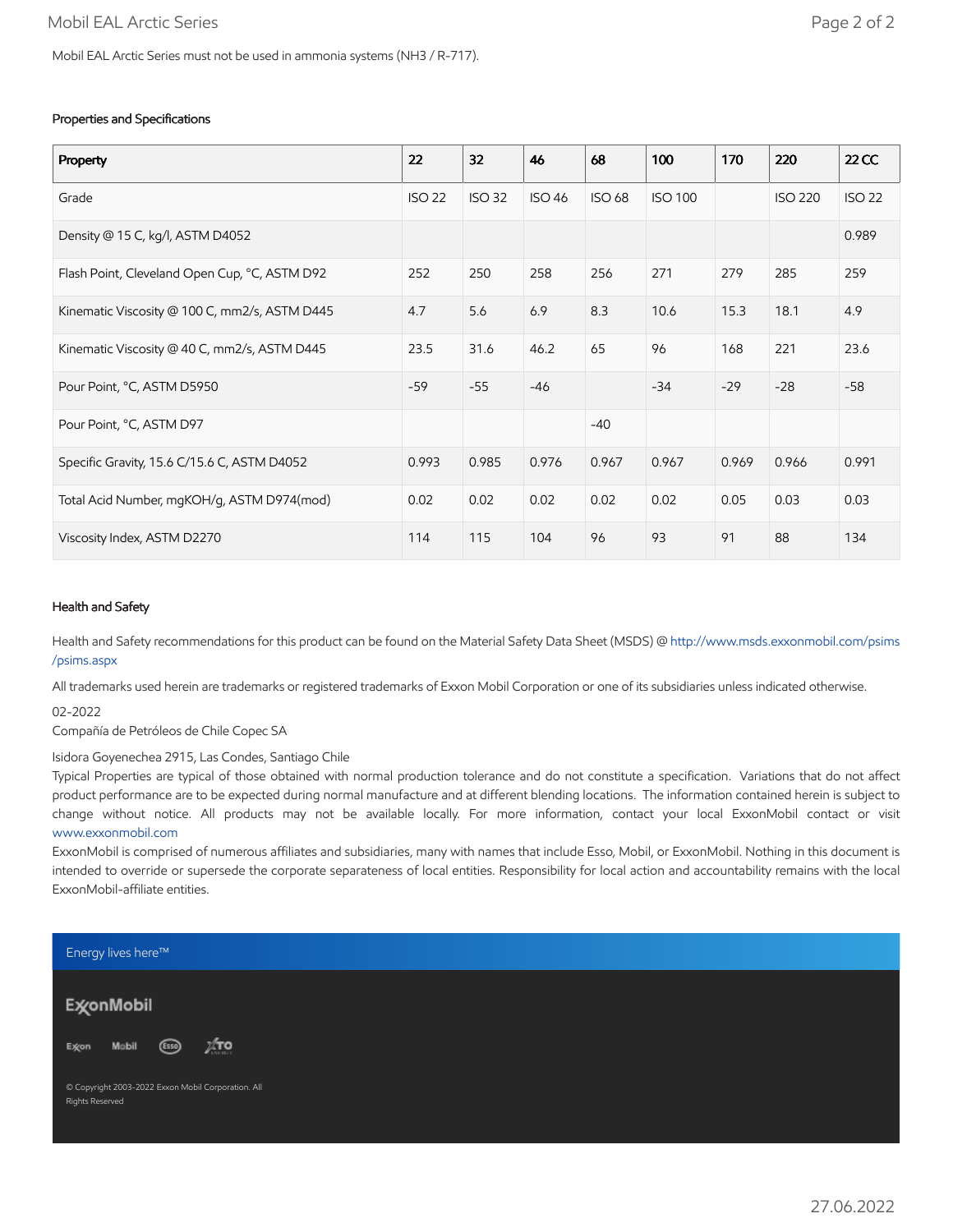Mobil EAL Arctic Series must not be used in ammonia systems ($NH_3$ / R-717).

### Properties and Specifications

| Property | 22 | 32 | 46 | 68 | 100 | 170 | 220 | 22 CC |
|---|---|---|---|---|---|---|---|---|
| Grade | ISO 22 | ISO 32 | ISO 46 | ISO 68 | ISO 100 | | ISO 220 | ISO 22 |
| Density @ 15 C, kg/l, ASTM D4052 | | | | | | | | 0.989 |
| Flash Point, Cleveland Open Cup, °C, ASTM D92 | 252 | 250 | 258 | 256 | 271 | 279 | 285 | 259 |
| Kinematic Viscosity @ 100 C, mm2/s, ASTM D445 | 4.7 | 5.6 | 6.9 | 8.3 | 10.6 | 15.3 | 18.1 | 4.9 |
| Kinematic Viscosity @ 40 C, mm2/s, ASTM D445 | 23.5 | 31.6 | 46.2 | 65 | 96 | 168 | 221 | 23.6 |
| Pour Point, °C, ASTM D5950 | -59 | -55 | -46 | | -34 | -29 | -28 | -58 |
| Pour Point, °C, ASTM D97 | | | | -40 | | | | |
| Specific Gravity, 15.6 C/15.6 C, ASTM D4052 | 0.993 | 0.985 | 0.976 | 0.967 | 0.967 | 0.969 | 0.966 | 0.991 |
| Total Acid Number, mgKOH/g, ASTM D974(mod) | 0.02 | 0.02 | 0.02 | 0.02 | 0.02 | 0.05 | 0.03 | 0.03 |
| Viscosity Index, ASTM D2270 | 114 | 115 | 104 | 96 | 93 | 91 | 88 | 134 |

### Health and Safety

Health and Safety recommendations for this product can be found on the Material Safety Data Sheet (MSDS) @ http://www.msds.exxonmobil.com/psims/psims.aspx

All trademarks used herein are trademarks or registered trademarks of Exxon Mobil Corporation or one of its subsidiaries unless indicated otherwise.

02-2022

Compañía de Petróleos de Chile Copec SA

Isidora Goyenechea 2915, Las Condes, Santiago Chile

Typical Properties are typical of those obtained with normal production tolerance and do not constitute a specification. Variations that do not affect product performance are to be expected during normal manufacture and at different blending locations. The information contained herein is subject to change without notice. All products may not be available locally. For more information, contact your local ExxonMobil contact or visit www.exxonmobil.com

ExxonMobil is comprised of numerous affiliates and subsidiaries, many with names that include Esso, Mobil, or ExxonMobil. Nothing in this document is intended to override or supersede the corporate separateness of local entities. Responsibility for local action and accountability remains with the local ExxonMobil-affiliate entities.

Energy lives here™

ExxonMobil

Exxon Mobil Esso XTO

© Copyright 2003-2022 Exxon Mobil Corporation. All Rights Reserved

27.06.2022